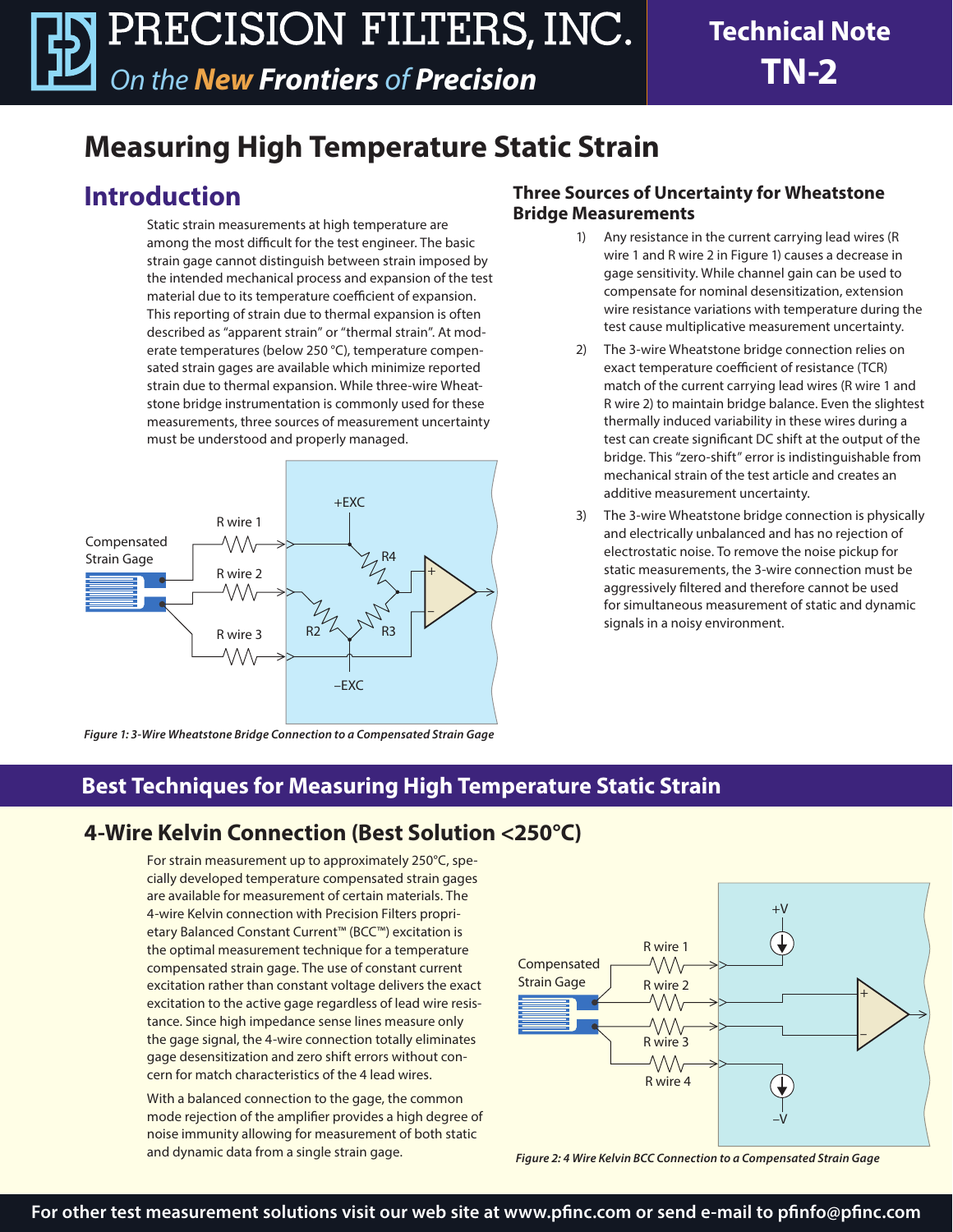# Measuring High Temperature Static Strain

## Introduction

Static strain measurements at high temperature are among the most difficult for the test engineer. The basic strain gage cannot distinguish between strain imposed by the intended mechanical process and expansion of the test material due to its temperature coefficient of expansion. This reporting of strain due to thermal expansion is often described as "apparent strain" or "thermal strain". At moderate temperatures (below 250 °C), temperature compensated strain gages are available which minimize reported strain due to thermal expansion. While three-wire Wheatstone bridge instrumentation is commonly used for these measurements, three sources of measurement uncertainty must be understood and properly managed.

*Figure 1: 3-Wire Wheatstone Bridge Connection to a Compensated Strain Gage*

### Three Sources of Uncertainty for Wheatstone Bridge Measurements

1) Any resistance in the current carrying lead wires (R wire 1 and R wire 2 in Figure 1) causes a decrease in gage sensitivity. While channel gain can be used to compensate for nominal desensitization, extension wire resistance variations with temperature during the test cause multiplicative measurement uncertainty.
2) The 3-wire Wheatstone bridge connection relies on exact temperature coefficient of resistance (TCR) match of the current carrying lead wires (R wire 1 and R wire 2) to maintain bridge balance. Even the slightest thermally induced variability in these wires during a test can create significant DC shift at the output of the bridge. This "zero-shift" error is indistinguishable from mechanical strain of the test article and creates an additive measurement uncertainty.
3) The 3-wire Wheatstone bridge connection is physically and electrically unbalanced and has no rejection of electrostatic noise. To remove the noise pickup for static measurements, the 3-wire connection must be aggressively filtered and therefore cannot be used for simultaneous measurement of static and dynamic signals in a noisy environment.

## Best Techniques for Measuring High Temperature Static Strain

### 4-Wire Kelvin Connection (Best Solution <250°C)

For strain measurement up to approximately 250°C, specially developed temperature compensated strain gages are available for measurement of certain materials. The 4-wire Kelvin connection with Precision Filters proprietary Balanced Constant Current™ (BCC™) excitation is the optimal measurement technique for a temperature compensated strain gage. The use of constant current excitation rather than constant voltage delivers the exact excitation to the active gage regardless of lead wire resistance. Since high impedance sense lines measure only the gage signal, the 4-wire connection totally eliminates gage desensitization and zero shift errors without concern for match characteristics of the 4 lead wires.

With a balanced connection to the gage, the common mode rejection of the amplifier provides a high degree of noise immunity allowing for measurement of both static and dynamic data from a single strain gage.

*Figure 2: 4 Wire Kelvin BCC Connection to a Compensated Strain Gage*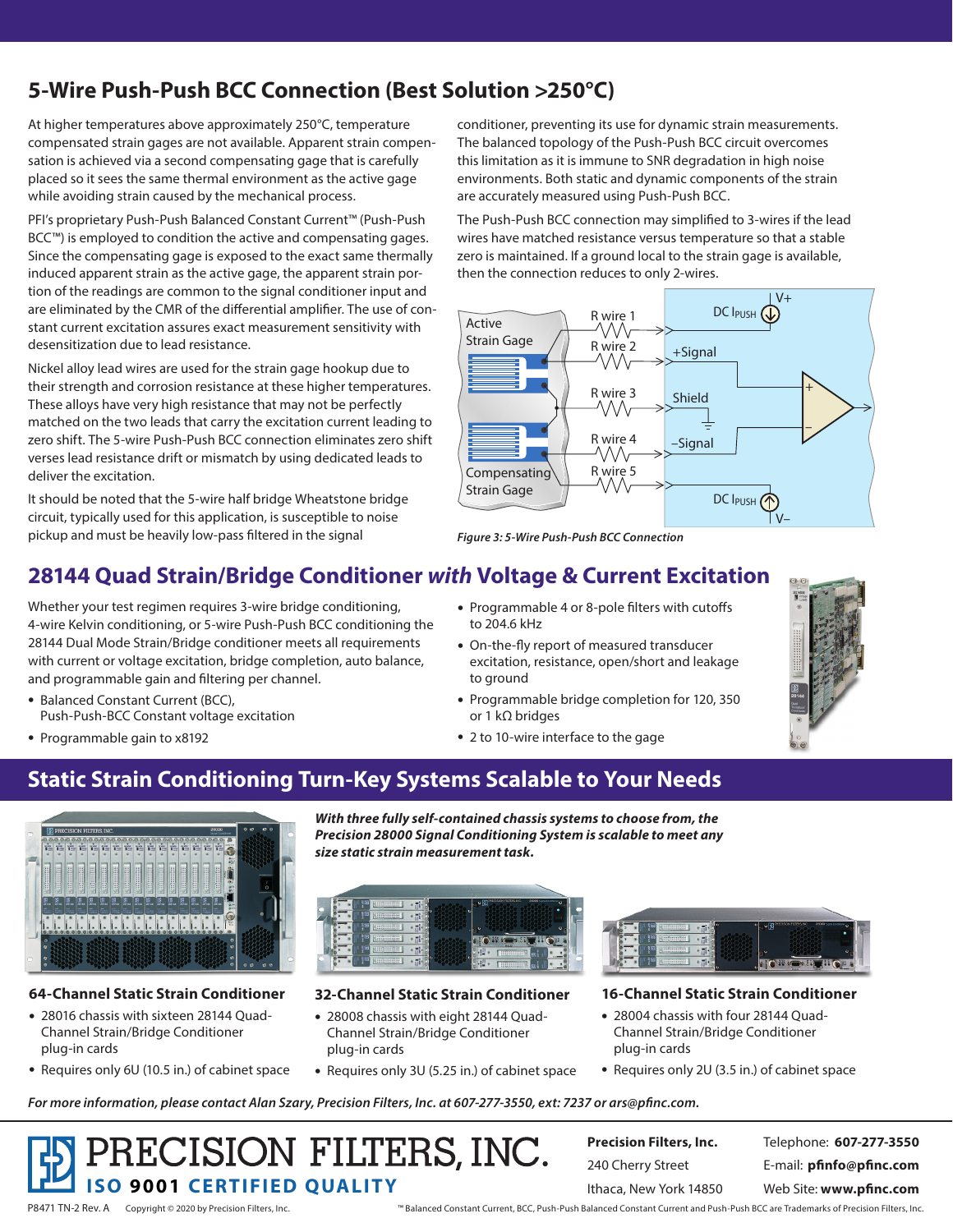## 5-Wire Push-Push BCC Connection (Best Solution >250°C)

At higher temperatures above approximately 250°C, temperature compensated strain gages are not available. Apparent strain compensation is achieved via a second compensating gage that is carefully placed so it sees the same thermal environment as the active gage while avoiding strain caused by the mechanical process.

PFI's proprietary Push-Push Balanced Constant Current™ (Push-Push BCC™) is employed to condition the active and compensating gages. Since the compensating gage is exposed to the exact same thermally induced apparent strain as the active gage, the apparent strain portion of the readings are common to the signal conditioner input and are eliminated by the CMR of the differential amplifier. The use of constant current excitation assures exact measurement sensitivity with desensitization due to lead resistance.

Nickel alloy lead wires are used for the strain gage hookup due to their strength and corrosion resistance at these higher temperatures. These alloys have very high resistance that may not be perfectly matched on the two leads that carry the excitation current leading to zero shift. The 5-wire Push-Push BCC connection eliminates zero shift verses lead resistance drift or mismatch by using dedicated leads to deliver the excitation.

It should be noted that the 5-wire half bridge Wheatstone bridge circuit, typically used for this application, is susceptible to noise pickup and must be heavily low-pass filtered in the signal conditioner, preventing its use for dynamic strain measurements. The balanced topology of the Push-Push BCC circuit overcomes this limitation as it is immune to SNR degradation in high noise environments. Both static and dynamic components of the strain are accurately measured using Push-Push BCC.

The Push-Push BCC connection may simplified to 3-wires if the lead wires have matched resistance versus temperature so that a stable zero is maintained. If a ground local to the strain gage is available, then the connection reduces to only 2-wires.

Active Strain Gage
Compensating Strain Gage
R wire 1
R wire 2
R wire 3
R wire 4
R wire 5
DC $I_{PUSH}$
V+
+Signal
Shield
–Signal
DC $I_{PUSH}$
V–
+
–

*Figure 3: 5-Wire Push-Push BCC Connection*

## 28144 Quad Strain/Bridge Conditioner *with* Voltage & Current Excitation

Whether your test regimen requires 3-wire bridge conditioning, 4-wire Kelvin conditioning, or 5-wire Push-Push BCC conditioning the 28144 Dual Mode Strain/Bridge conditioner meets all requirements with current or voltage excitation, bridge completion, auto balance, and programmable gain and filtering per channel.

- Balanced Constant Current (BCC), Push-Push-BCC Constant voltage excitation
- Programmable gain to x8192
- Programmable 4 or 8-pole filters with cutoffs to 204.6 kHz
- On-the-fly report of measured transducer excitation, resistance, open/short and leakage to ground
- Programmable bridge completion for 120, 350 or 1 kΩ bridges
- 2 to 10-wire interface to the gage

## Static Strain Conditioning Turn-Key Systems Scalable to Your Needs

***With three fully self-contained chassis systems to choose from, the Precision 28000 Signal Conditioning System is scalable to meet any size static strain measurement task.***

### 64-Channel Static Strain Conditioner

- 28016 chassis with sixteen 28144 Quad-Channel Strain/Bridge Conditioner plug-in cards
- Requires only 6U (10.5 in.) of cabinet space

### 32-Channel Static Strain Conditioner

- 28008 chassis with eight 28144 Quad-Channel Strain/Bridge Conditioner plug-in cards
- Requires only 3U (5.25 in.) of cabinet space

### 16-Channel Static Strain Conditioner

- 28004 chassis with four 28144 Quad-Channel Strain/Bridge Conditioner plug-in cards
- Requires only 2U (3.5 in.) of cabinet space

***For more information, please contact Alan Szary, Precision Filters, Inc. at 607-277-3550, ext: 7237 or ars@pfinc.com.***

PRECISION FILTERS, INC.
ISO 9001 CERTIFIED QUALITY

**Precision Filters, Inc.**
240 Cherry Street
Ithaca, New York 14850

Telephone: **607-277-3550**
E-mail: **pfinfo@pfinc.com**
Web Site: **www.pfinc.com**

P8471 TN-2 Rev. A Copyright © 2020 by Precision Filters, Inc.

™ Balanced Constant Current, BCC, Push-Push Balanced Constant Current and Push-Push BCC are Trademarks of Precision Filters, Inc.